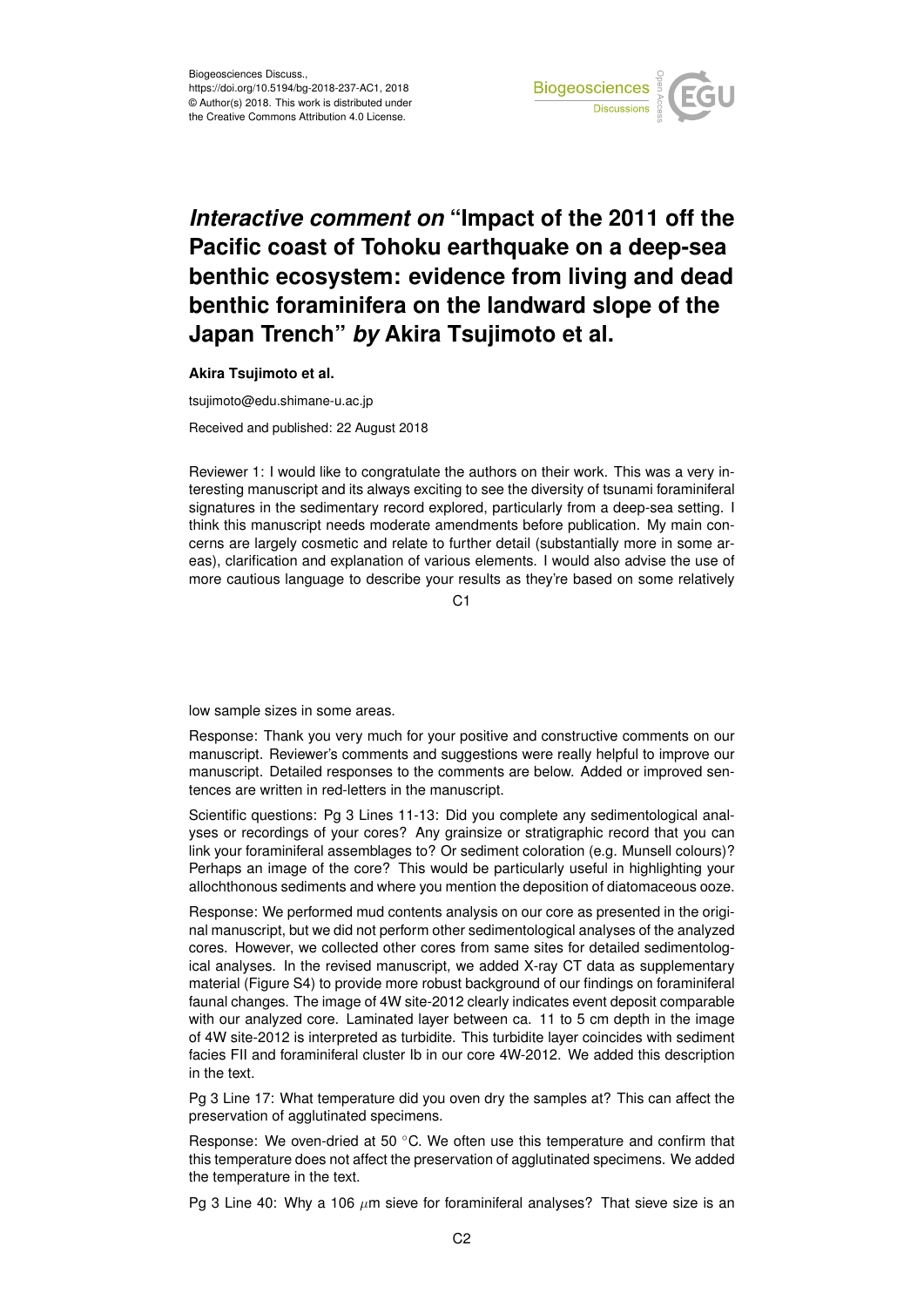# *Interactive comment on* "Impact of the 2011 off the Pacific coast of Tohoku earthquake on a deep-sea benthic ecosystem: evidence from living and dead benthic foraminifera on the landward slope of the Japan Trench" *by* Akira Tsujimoto et al.

**Akira Tsujimoto et al.**

tsujimoto@edu.shimane-u.ac.jp

Received and published: 22 August 2018

Reviewer 1: I would like to congratulate the authors on their work. This was a very interesting manuscript and its always exciting to see the diversity of tsunami foraminiferal signatures in the sedimentary record explored, particularly from a deep-sea setting. I think this manuscript needs moderate amendments before publication. My main concerns are largely cosmetic and relate to further detail (substantially more in some areas), clarification and explanation of various elements. I would also advise the use of more cautious language to describe your results as they're based on some relatively low sample sizes in some areas.

Response: Thank you very much for your positive and constructive comments on our manuscript. Reviewer's comments and suggestions were really helpful to improve our manuscript. Detailed responses to the comments are below. Added or improved sentences are written in red-letters in the manuscript.

Scientific questions: Pg 3 Lines 11-13: Did you complete any sedimentological analyses or recordings of your cores? Any grainsize or stratigraphic record that you can link your foraminiferal assemblages to? Or sediment coloration (e.g. Munsell colours)? Perhaps an image of the core? This would be particularly useful in highlighting your allochthonous sediments and where you mention the deposition of diatomaceous ooze.

Response: We performed mud contents analysis on our core as presented in the original manuscript, but we did not perform other sedimentological analyses of the analyzed cores. However, we collected other cores from same sites for detailed sedimentological analyses. In the revised manuscript, we added X-ray CT data as supplementary material (Figure S4) to provide more robust background of our findings on foraminiferal faunal changes. The image of 4W site-2012 clearly indicates event deposit comparable with our analyzed core. Laminated layer between ca. 11 to 5 cm depth in the image of 4W site-2012 is interpreted as turbidite. This turbidite layer coincides with sediment facies FII and foraminiferal cluster Ib in our core 4W-2012. We added this description in the text.

Pg 3 Line 17: What temperature did you oven dry the samples at? This can affect the preservation of agglutinated specimens.

Response: We oven-dried at 50 °C. We often use this temperature and confirm that this temperature does not affect the preservation of agglutinated specimens. We added the temperature in the text.

Pg 3 Line 40: Why a 106 $\mu$m sieve for foraminiferal analyses? That sieve size is an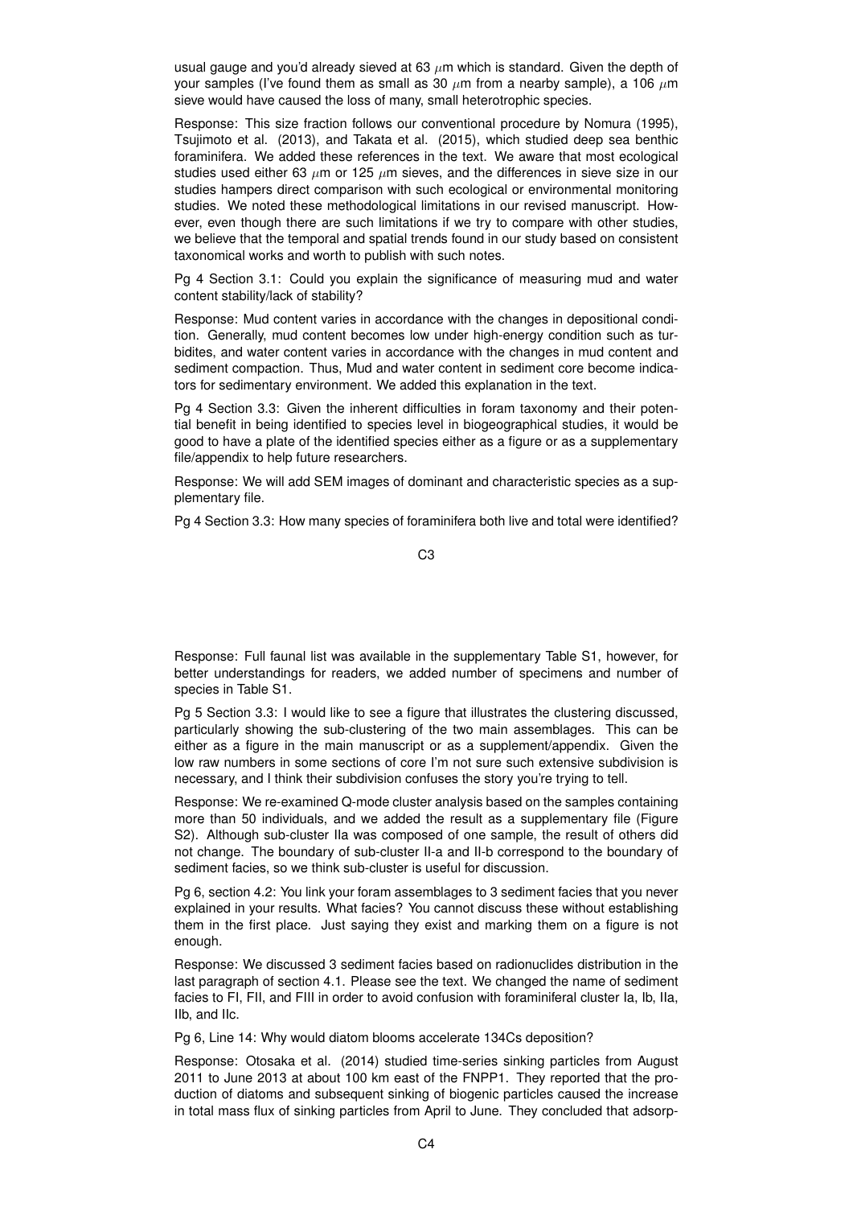usual gauge and you'd already sieved at 63 $\mu$m which is standard. Given the depth of your samples (I've found them as small as 30 $\mu$m from a nearby sample), a 106 $\mu$m sieve would have caused the loss of many, small heterotrophic species.

Response: This size fraction follows our conventional procedure by Nomura (1995), Tsujimoto et al. (2013), and Takata et al. (2015), which studied deep sea benthic foraminifera. We added these references in the text. We aware that most ecological studies used either 63 $\mu$m or 125 $\mu$m sieves, and the differences in sieve size in our studies hampers direct comparison with such ecological or environmental monitoring studies. We noted these methodological limitations in our revised manuscript. However, even though there are such limitations if we try to compare with other studies, we believe that the temporal and spatial trends found in our study based on consistent taxonomical works and worth to publish with such notes.

Pg 4 Section 3.1: Could you explain the significance of measuring mud and water content stability/lack of stability?

Response: Mud content varies in accordance with the changes in depositional condition. Generally, mud content becomes low under high-energy condition such as turbidites, and water content varies in accordance with the changes in mud content and sediment compaction. Thus, Mud and water content in sediment core become indicators for sedimentary environment. We added this explanation in the text.

Pg 4 Section 3.3: Given the inherent difficulties in foram taxonomy and their potential benefit in being identified to species level in biogeographical studies, it would be good to have a plate of the identified species either as a figure or as a supplementary file/appendix to help future researchers.

Response: We will add SEM images of dominant and characteristic species as a supplementary file.

Pg 4 Section 3.3: How many species of foraminifera both live and total were identified?

Response: Full faunal list was available in the supplementary Table S1, however, for better understandings for readers, we added number of specimens and number of species in Table S1.

Pg 5 Section 3.3: I would like to see a figure that illustrates the clustering discussed, particularly showing the sub-clustering of the two main assemblages. This can be either as a figure in the main manuscript or as a supplement/appendix. Given the low raw numbers in some sections of core I'm not sure such extensive subdivision is necessary, and I think their subdivision confuses the story you're trying to tell.

Response: We re-examined Q-mode cluster analysis based on the samples containing more than 50 individuals, and we added the result as a supplementary file (Figure S2). Although sub-cluster IIa was composed of one sample, the result of others did not change. The boundary of sub-cluster II-a and II-b correspond to the boundary of sediment facies, so we think sub-cluster is useful for discussion.

Pg 6, section 4.2: You link your foram assemblages to 3 sediment facies that you never explained in your results. What facies? You cannot discuss these without establishing them in the first place. Just saying they exist and marking them on a figure is not enough.

Response: We discussed 3 sediment facies based on radionuclides distribution in the last paragraph of section 4.1. Please see the text. We changed the name of sediment facies to FI, FII, and FIII in order to avoid confusion with foraminiferal cluster Ia, Ib, IIa, IIb, and IIc.

Pg 6, Line 14: Why would diatom blooms accelerate 134Cs deposition?

Response: Otosaka et al. (2014) studied time-series sinking particles from August 2011 to June 2013 at about 100 km east of the FNPP1. They reported that the production of diatoms and subsequent sinking of biogenic particles caused the increase in total mass flux of sinking particles from April to June. They concluded that adsorp-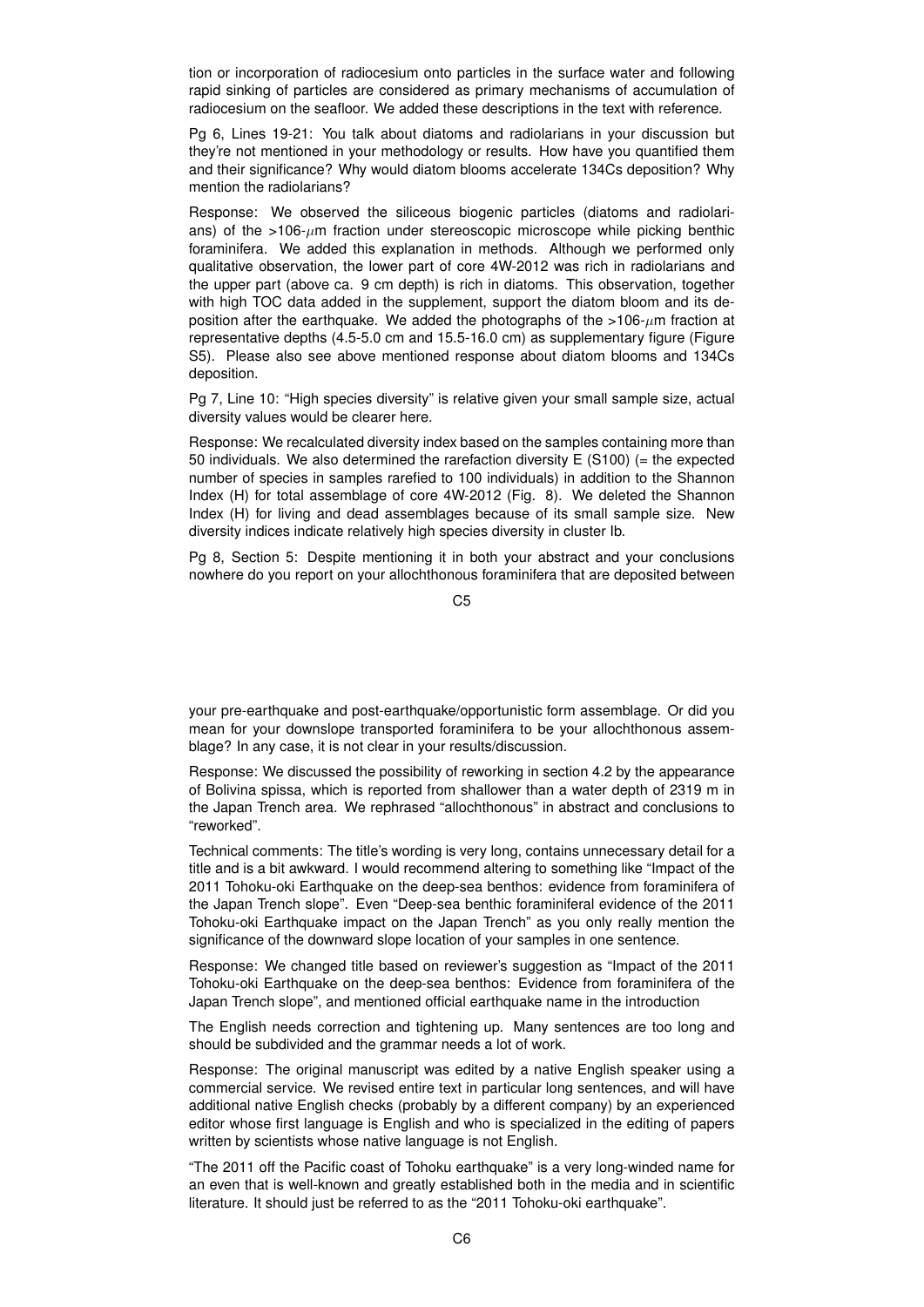tion or incorporation of radiocesium onto particles in the surface water and following rapid sinking of particles are considered as primary mechanisms of accumulation of radiocesium on the seafloor. We added these descriptions in the text with reference.

Pg 6, Lines 19-21: You talk about diatoms and radiolarians in your discussion but they're not mentioned in your methodology or results. How have you quantified them and their significance? Why would diatom blooms accelerate 134Cs deposition? Why mention the radiolarians?

Response: We observed the siliceous biogenic particles (diatoms and radiolarians) of the >106-$\mu$m fraction under stereoscopic microscope while picking benthic foraminifera. We added this explanation in methods. Although we performed only qualitative observation, the lower part of core 4W-2012 was rich in radiolarians and the upper part (above ca. 9 cm depth) is rich in diatoms. This observation, together with high TOC data added in the supplement, support the diatom bloom and its deposition after the earthquake. We added the photographs of the >106-$\mu$m fraction at representative depths (4.5-5.0 cm and 15.5-16.0 cm) as supplementary figure (Figure S5). Please also see above mentioned response about diatom blooms and 134Cs deposition.

Pg 7, Line 10: "High species diversity" is relative given your small sample size, actual diversity values would be clearer here.

Response: We recalculated diversity index based on the samples containing more than 50 individuals. We also determined the rarefaction diversity E (S100) (= the expected number of species in samples rarefied to 100 individuals) in addition to the Shannon Index (H) for total assemblage of core 4W-2012 (Fig. 8). We deleted the Shannon Index (H) for living and dead assemblages because of its small sample size. New diversity indices indicate relatively high species diversity in cluster Ib.

Pg 8, Section 5: Despite mentioning it in both your abstract and your conclusions nowhere do you report on your allochthonous foraminifera that are deposited between your pre-earthquake and post-earthquake/opportunistic form assemblage. Or did you mean for your downslope transported foraminifera to be your allochthonous assemblage? In any case, it is not clear in your results/discussion.

Response: We discussed the possibility of reworking in section 4.2 by the appearance of Bolivina spissa, which is reported from shallower than a water depth of 2319 m in the Japan Trench area. We rephrased "allochthonous" in abstract and conclusions to "reworked".

Technical comments: The title's wording is very long, contains unnecessary detail for a title and is a bit awkward. I would recommend altering to something like "Impact of the 2011 Tohoku-oki Earthquake on the deep-sea benthos: evidence from foraminifera of the Japan Trench slope". Even "Deep-sea benthic foraminiferal evidence of the 2011 Tohoku-oki Earthquake impact on the Japan Trench" as you only really mention the significance of the downward slope location of your samples in one sentence.

Response: We changed title based on reviewer's suggestion as "Impact of the 2011 Tohoku-oki Earthquake on the deep-sea benthos: Evidence from foraminifera of the Japan Trench slope", and mentioned official earthquake name in the introduction

The English needs correction and tightening up. Many sentences are too long and should be subdivided and the grammar needs a lot of work.

Response: The original manuscript was edited by a native English speaker using a commercial service. We revised entire text in particular long sentences, and will have additional native English checks (probably by a different company) by an experienced editor whose first language is English and who is specialized in the editing of papers written by scientists whose native language is not English.

"The 2011 off the Pacific coast of Tohoku earthquake" is a very long-winded name for an even that is well-known and greatly established both in the media and in scientific literature. It should just be referred to as the "2011 Tohoku-oki earthquake".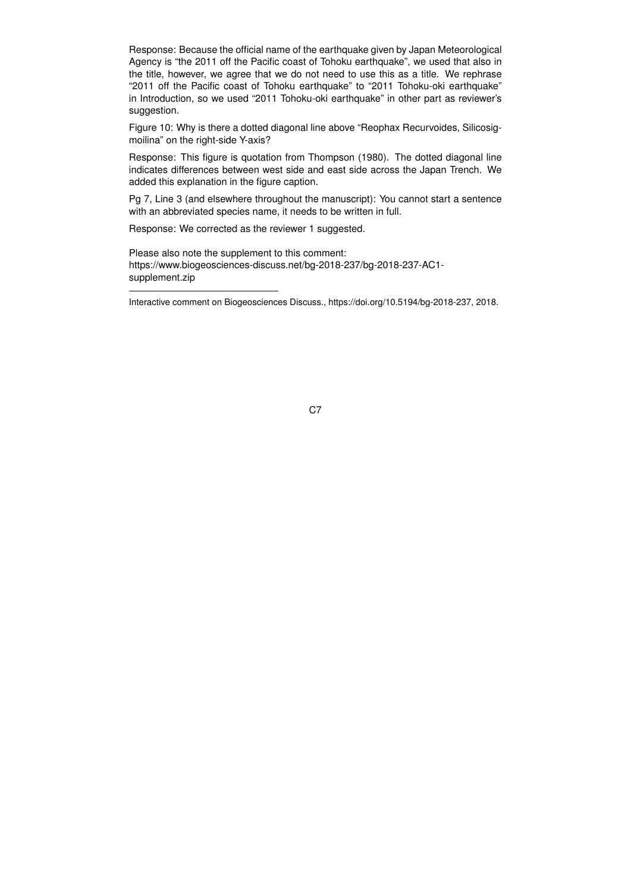Response: Because the official name of the earthquake given by Japan Meteorological Agency is “the 2011 off the Pacific coast of Tohoku earthquake”, we used that also in the title, however, we agree that we do not need to use this as a title. We rephrase “2011 off the Pacific coast of Tohoku earthquake” to “2011 Tohoku-oki earthquake” in Introduction, so we used “2011 Tohoku-oki earthquake” in other part as reviewer's suggestion.

Figure 10: Why is there a dotted diagonal line above “Reophax Recurvoides, Silicosigmoilina” on the right-side Y-axis?

Response: This figure is quotation from Thompson (1980). The dotted diagonal line indicates differences between west side and east side across the Japan Trench. We added this explanation in the figure caption.

Pg 7, Line 3 (and elsewhere throughout the manuscript): You cannot start a sentence with an abbreviated species name, it needs to be written in full.

Response: We corrected as the reviewer 1 suggested.

Please also note the supplement to this comment:
https://www.biogeosciences-discuss.net/bg-2018-237/bg-2018-237-AC1-supplement.zip

---

Interactive comment on Biogeosciences Discuss., https://doi.org/10.5194/bg-2018-237, 2018.